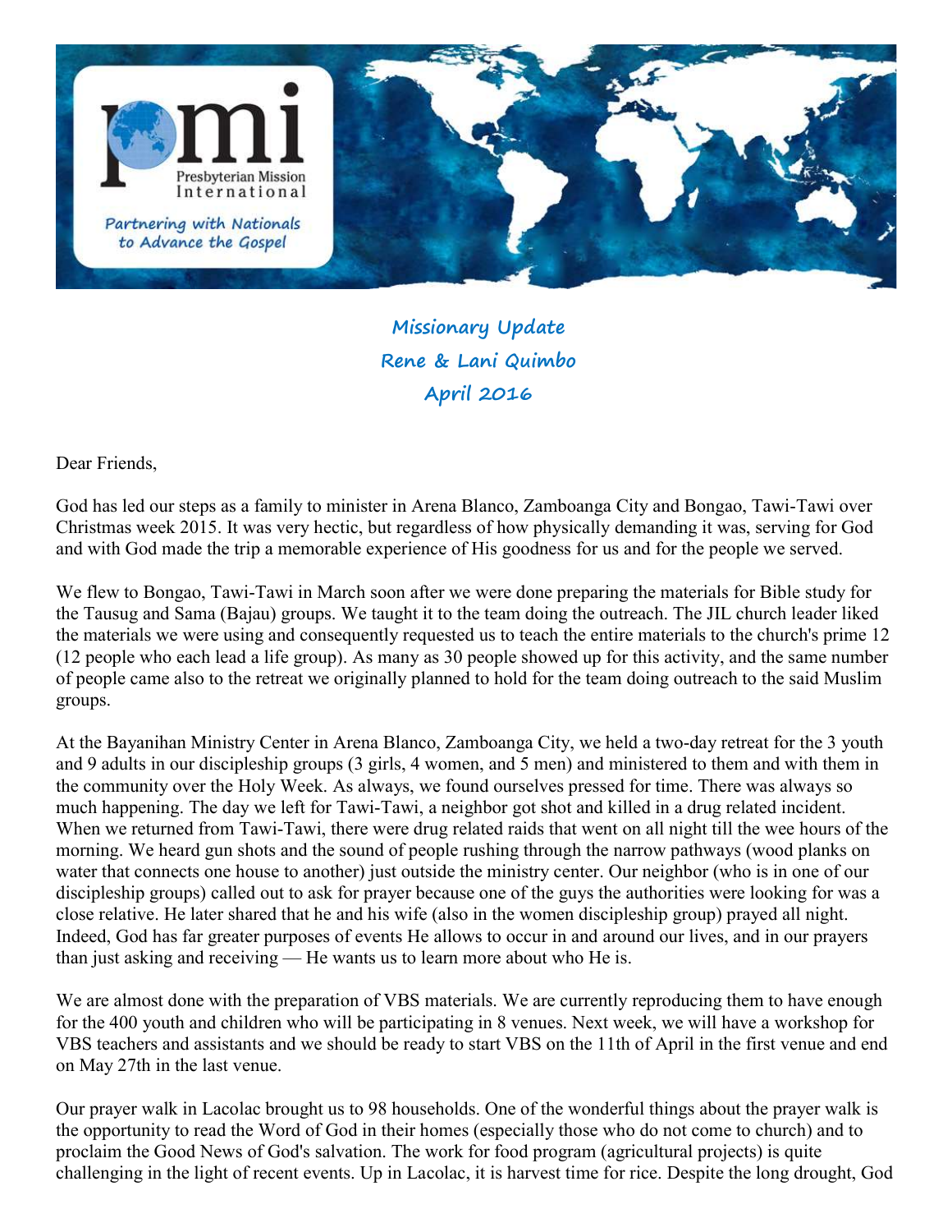pmi

Presbyterian Mission International

*Partnering with Nationals to Advance the Gospel*

**Missionary Update**
**Rene & Lani Quimbo**
**April 2016**

Dear Friends,

God has led our steps as a family to minister in Arena Blanco, Zamboanga City and Bongao, Tawi-Tawi over Christmas week 2015. It was very hectic, but regardless of how physically demanding it was, serving for God and with God made the trip a memorable experience of His goodness for us and for the people we served.

We flew to Bongao, Tawi-Tawi in March soon after we were done preparing the materials for Bible study for the Tausug and Sama (Bajau) groups. We taught it to the team doing the outreach. The JIL church leader liked the materials we were using and consequently requested us to teach the entire materials to the church's prime 12 (12 people who each lead a life group). As many as 30 people showed up for this activity, and the same number of people came also to the retreat we originally planned to hold for the team doing outreach to the said Muslim groups.

At the Bayanihan Ministry Center in Arena Blanco, Zamboanga City, we held a two-day retreat for the 3 youth and 9 adults in our discipleship groups (3 girls, 4 women, and 5 men) and ministered to them and with them in the community over the Holy Week. As always, we found ourselves pressed for time. There was always so much happening. The day we left for Tawi-Tawi, a neighbor got shot and killed in a drug related incident. When we returned from Tawi-Tawi, there were drug related raids that went on all night till the wee hours of the morning. We heard gun shots and the sound of people rushing through the narrow pathways (wood planks on water that connects one house to another) just outside the ministry center. Our neighbor (who is in one of our discipleship groups) called out to ask for prayer because one of the guys the authorities were looking for was a close relative. He later shared that he and his wife (also in the women discipleship group) prayed all night. Indeed, God has far greater purposes of events He allows to occur in and around our lives, and in our prayers than just asking and receiving — He wants us to learn more about who He is.

We are almost done with the preparation of VBS materials. We are currently reproducing them to have enough for the 400 youth and children who will be participating in 8 venues. Next week, we will have a workshop for VBS teachers and assistants and we should be ready to start VBS on the 11th of April in the first venue and end on May 27th in the last venue.

Our prayer walk in Lacolac brought us to 98 households. One of the wonderful things about the prayer walk is the opportunity to read the Word of God in their homes (especially those who do not come to church) and to proclaim the Good News of God's salvation. The work for food program (agricultural projects) is quite challenging in the light of recent events. Up in Lacolac, it is harvest time for rice. Despite the long drought, God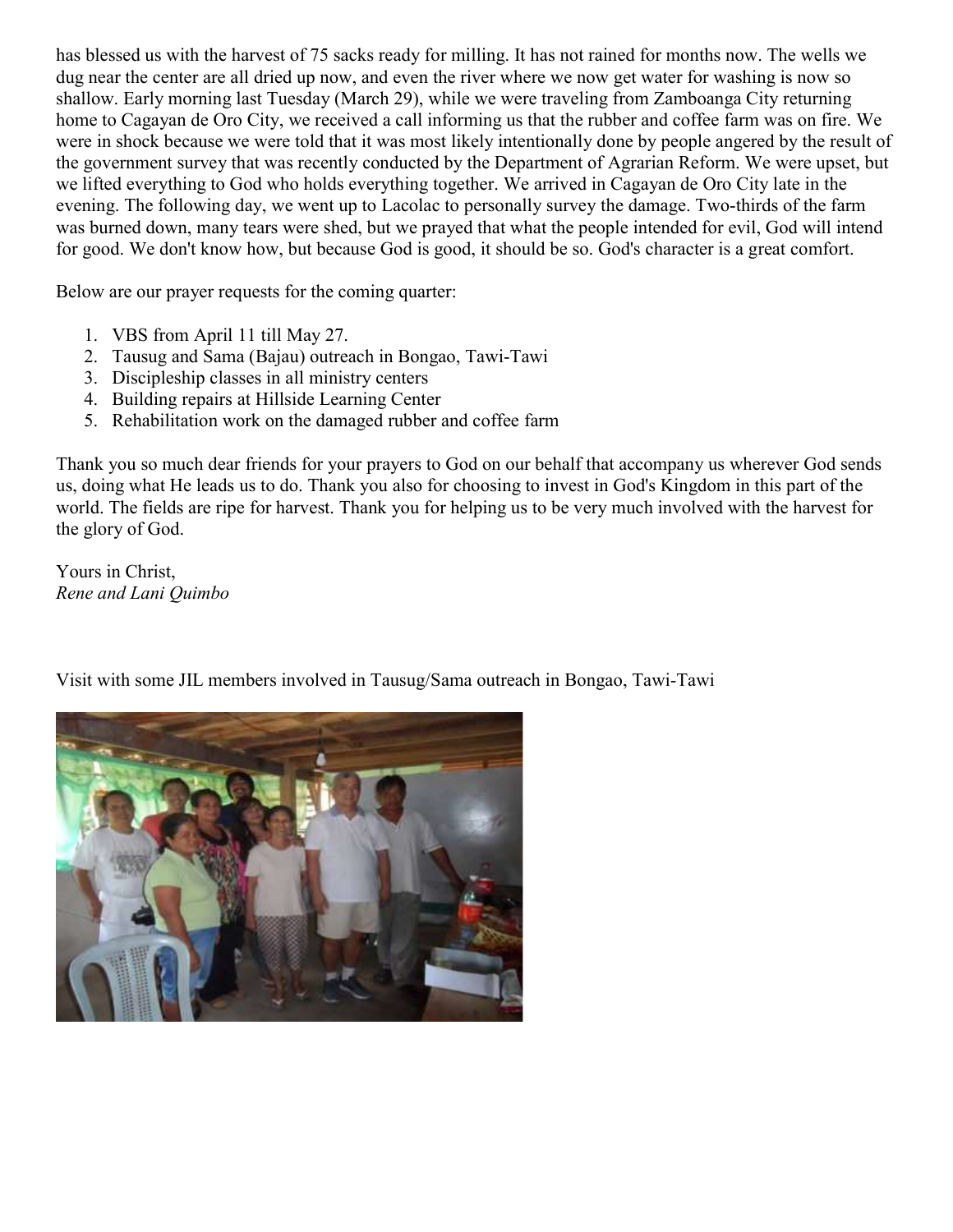has blessed us with the harvest of 75 sacks ready for milling. It has not rained for months now. The wells we dug near the center are all dried up now, and even the river where we now get water for washing is now so shallow. Early morning last Tuesday (March 29), while we were traveling from Zamboanga City returning home to Cagayan de Oro City, we received a call informing us that the rubber and coffee farm was on fire. We were in shock because we were told that it was most likely intentionally done by people angered by the result of the government survey that was recently conducted by the Department of Agrarian Reform. We were upset, but we lifted everything to God who holds everything together. We arrived in Cagayan de Oro City late in the evening. The following day, we went up to Lacolac to personally survey the damage. Two-thirds of the farm was burned down, many tears were shed, but we prayed that what the people intended for evil, God will intend for good. We don't know how, but because God is good, it should be so. God's character is a great comfort.

Below are our prayer requests for the coming quarter:

1. VBS from April 11 till May 27.
2. Tausug and Sama (Bajau) outreach in Bongao, Tawi-Tawi
3. Discipleship classes in all ministry centers
4. Building repairs at Hillside Learning Center
5. Rehabilitation work on the damaged rubber and coffee farm

Thank you so much dear friends for your prayers to God on our behalf that accompany us wherever God sends us, doing what He leads us to do. Thank you also for choosing to invest in God's Kingdom in this part of the world. The fields are ripe for harvest. Thank you for helping us to be very much involved with the harvest for the glory of God.

Yours in Christ,
*Rene and Lani Quimbo*

Visit with some JIL members involved in Tausug/Sama outreach in Bongao, Tawi-Tawi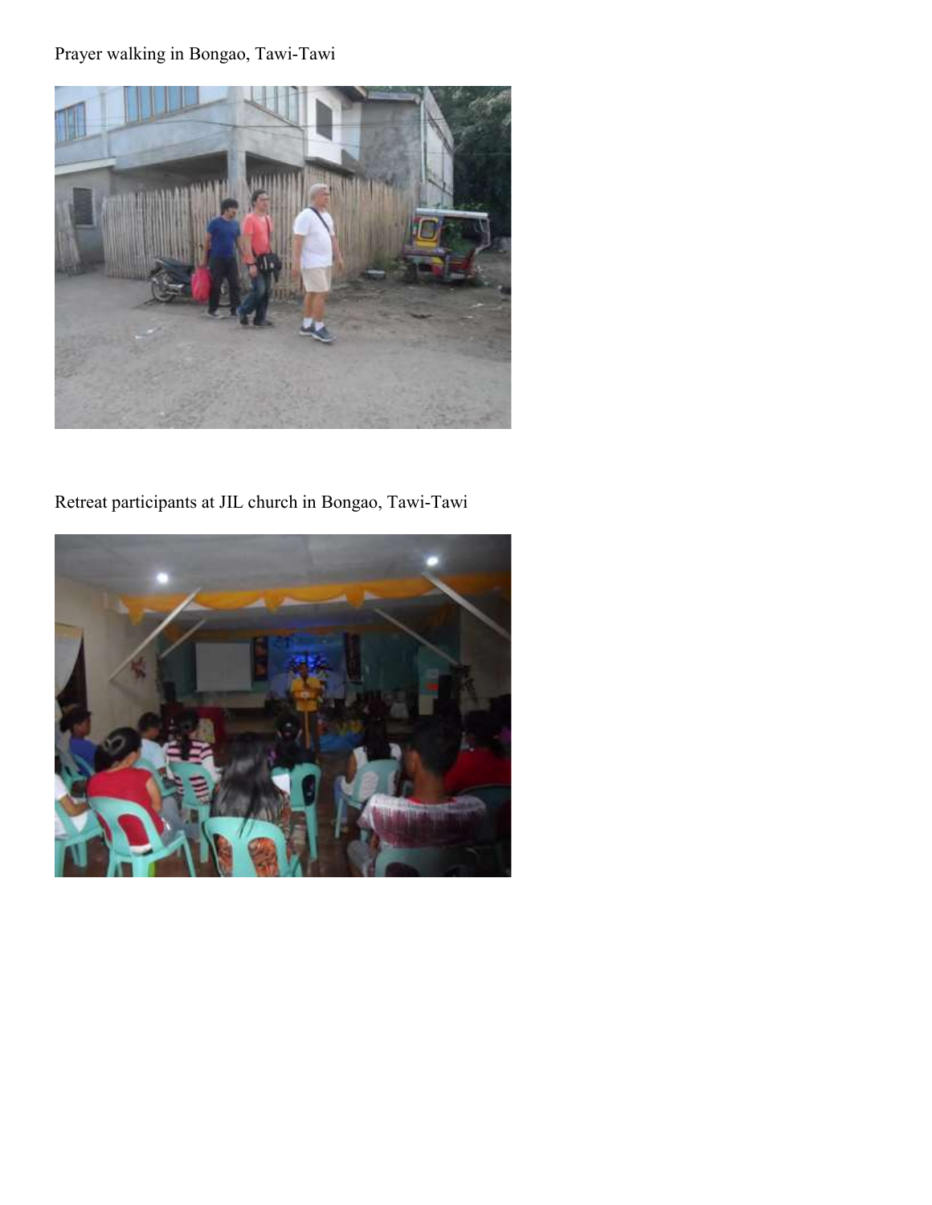Prayer walking in Bongao, Tawi-Tawi

Retreat participants at JIL church in Bongao, Tawi-Tawi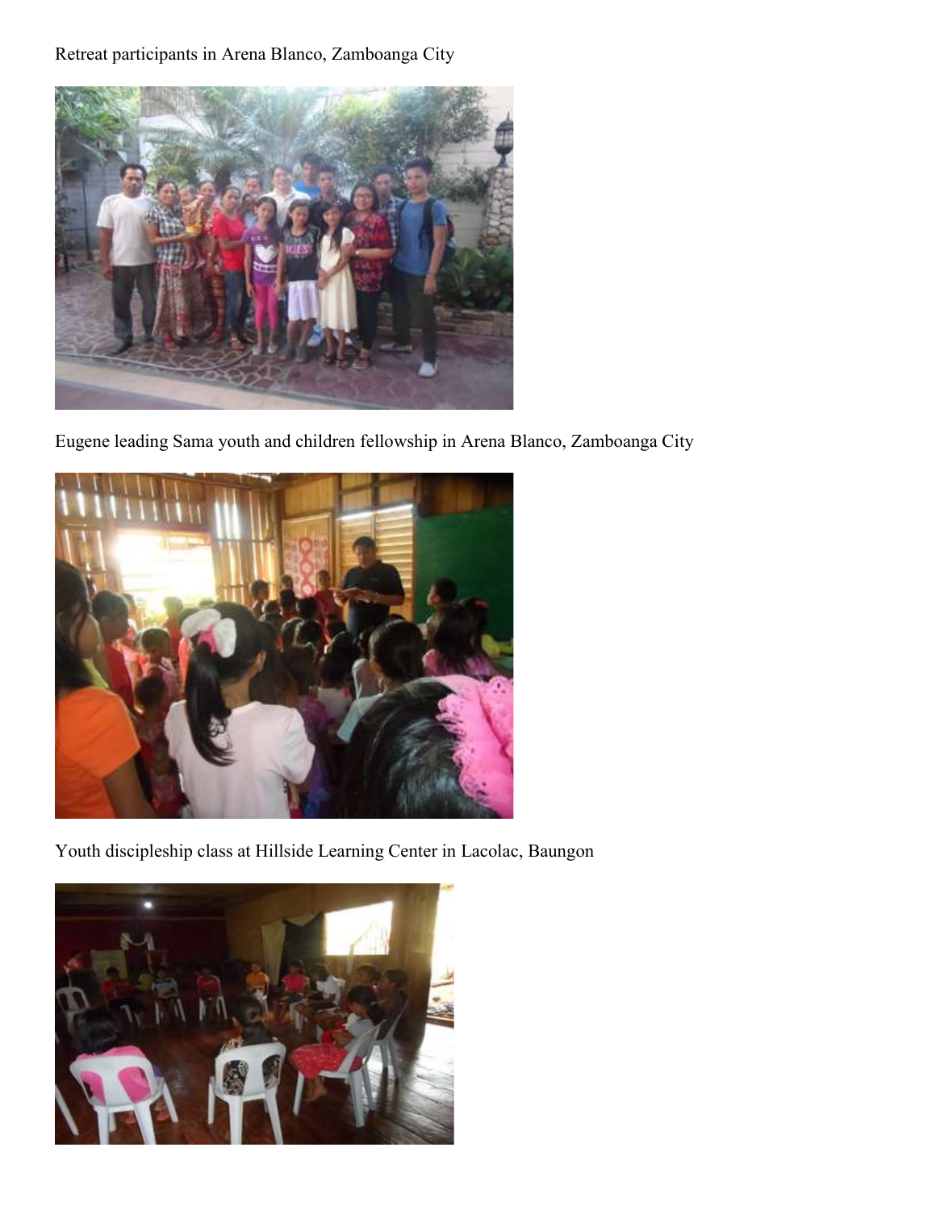Retreat participants in Arena Blanco, Zamboanga City

Eugene leading Sama youth and children fellowship in Arena Blanco, Zamboanga City

Youth discipleship class at Hillside Learning Center in Lacolac, Baungon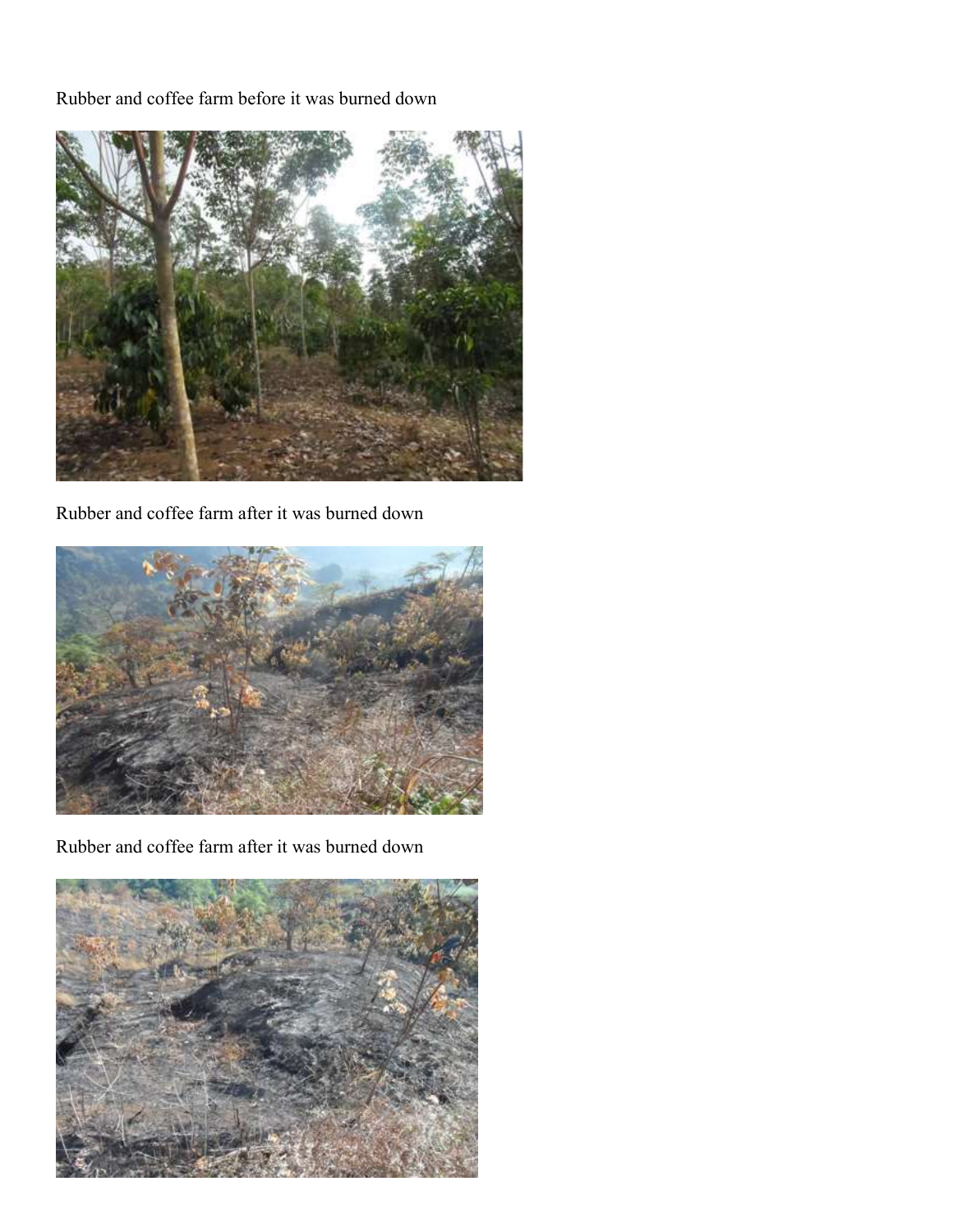Rubber and coffee farm before it was burned down

Rubber and coffee farm after it was burned down

Rubber and coffee farm after it was burned down